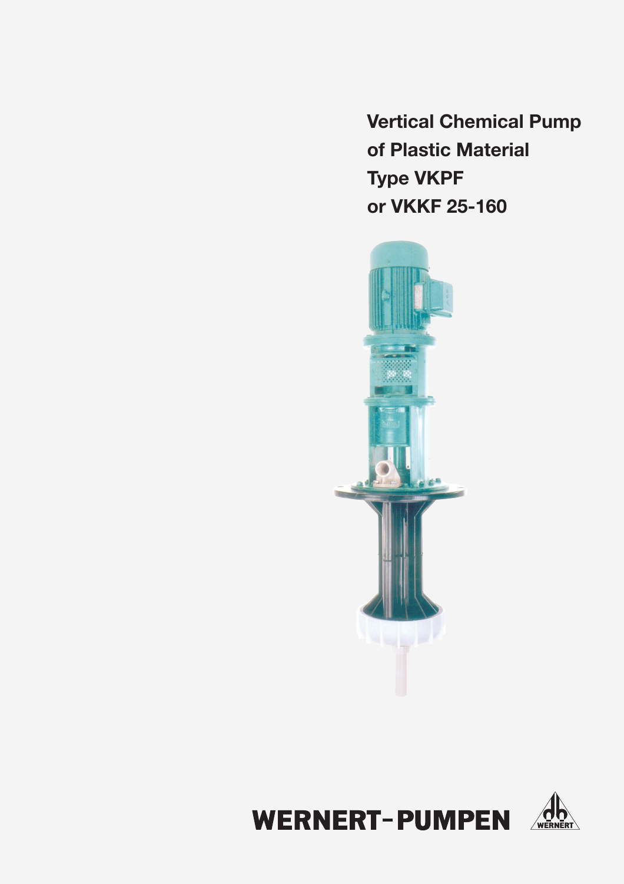# Vertical Chemical Pump of Plastic Material Type VKPF or VKKF 25-160

WERNERT-PUMPEN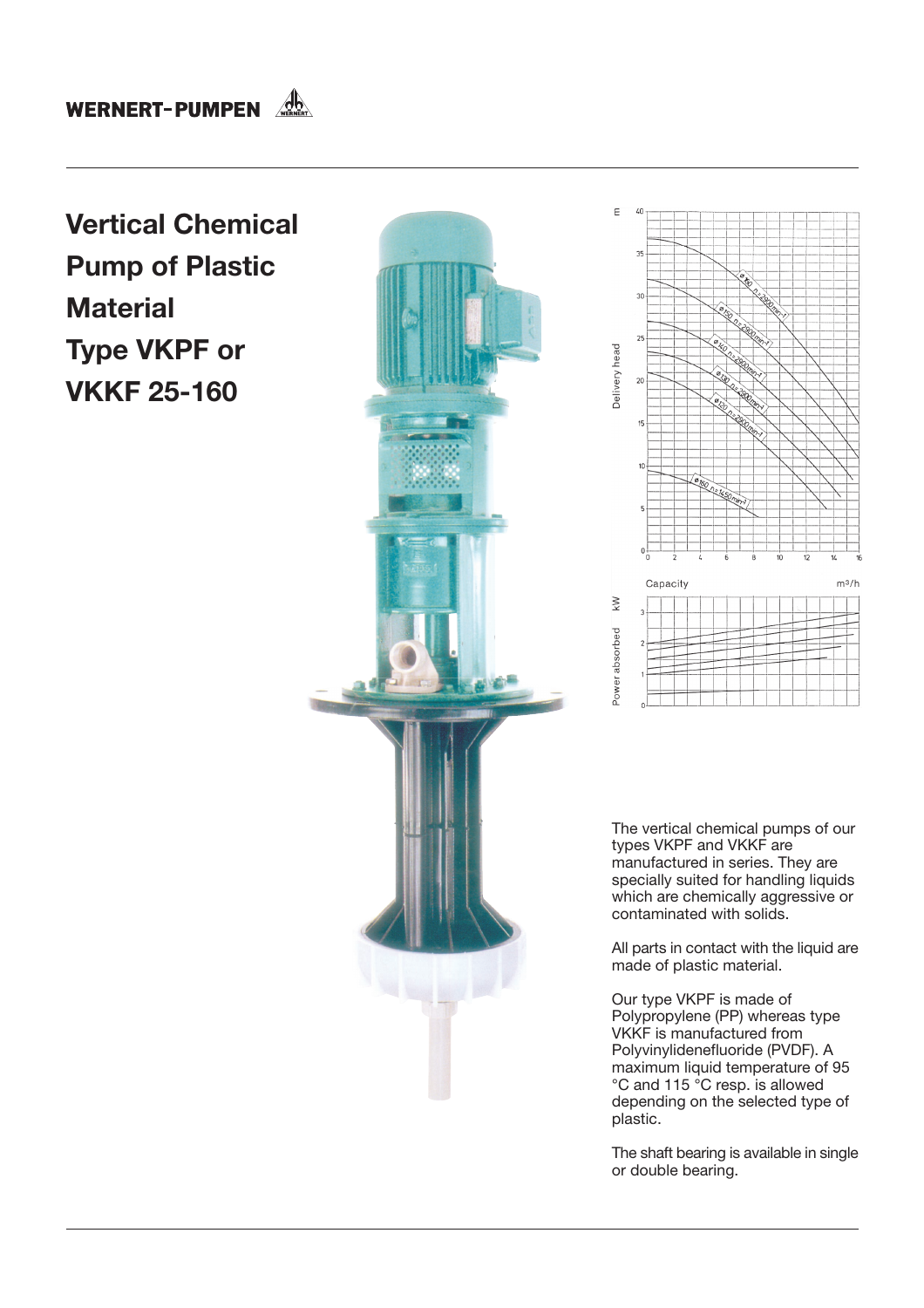# Vertical Chemical Pump of Plastic Material Type VKPF or VKKF 25-160

The vertical chemical pumps of our types VKPF and VKKF are manufactured in series. They are specially suited for handling liquids which are chemically aggressive or contaminated with solids.

All parts in contact with the liquid are made of plastic material.

Our type VKPF is made of Polypropylene (PP) whereas type VKKF is manufactured from Polyvinylidenefluoride (PVDF). A maximum liquid temperature of 95 °C and 115 °C resp. is allowed depending on the selected type of plastic.

The shaft bearing is available in single or double bearing.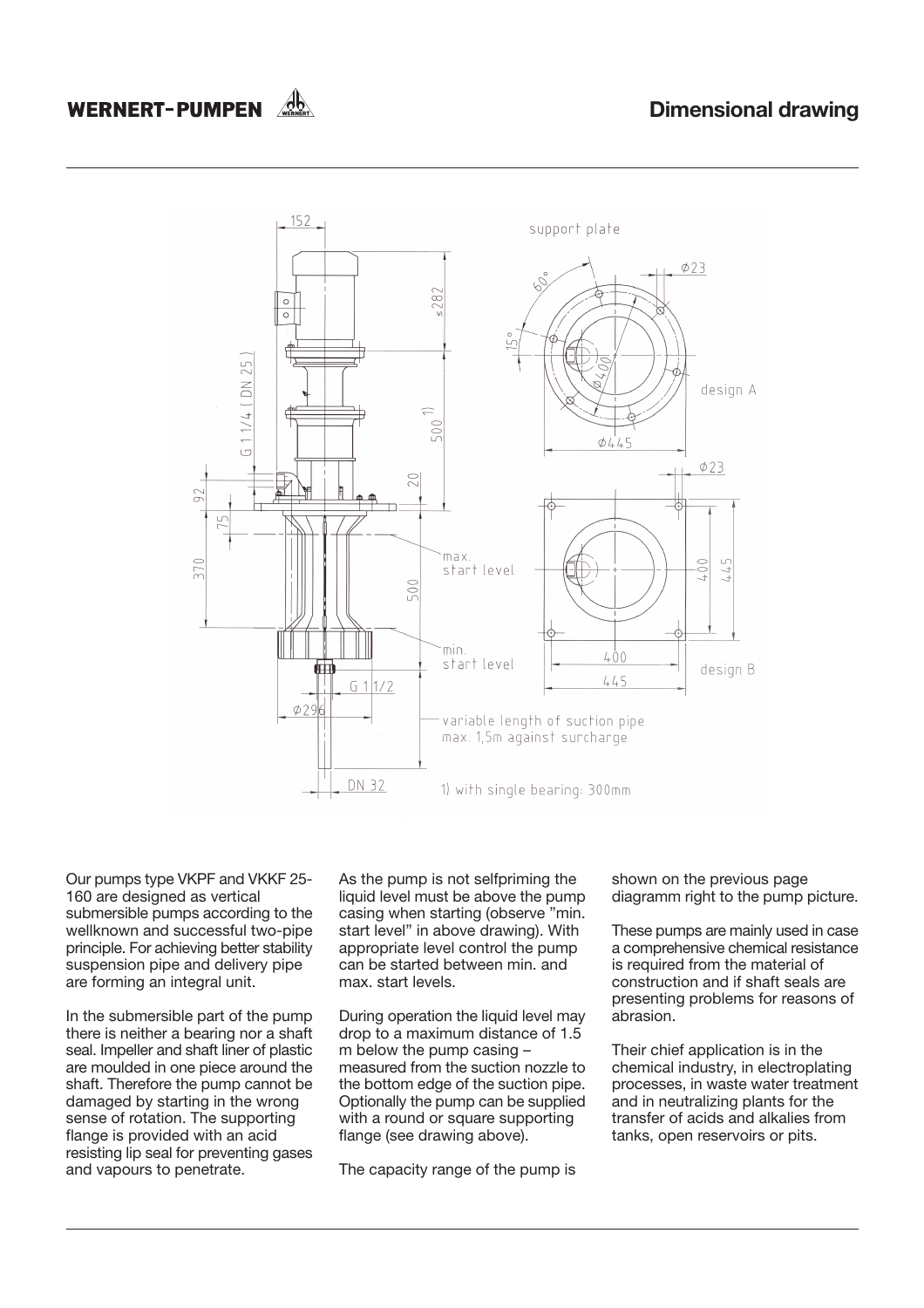# Dimensional drawing

Our pumps type VKPF and VKKF 25-160 are designed as vertical submersible pumps according to the wellknown and successful two-pipe principle. For achieving better stability suspension pipe and delivery pipe are forming an integral unit.

In the submersible part of the pump there is neither a bearing nor a shaft seal. Impeller and shaft liner of plastic are moulded in one piece around the shaft. Therefore the pump cannot be damaged by starting in the wrong sense of rotation. The supporting flange is provided with an acid resisting lip seal for preventing gases and vapours to penetrate.

As the pump is not selfpriming the liquid level must be above the pump casing when starting (observe "min. start level" in above drawing). With appropriate level control the pump can be started between min. and max. start levels.

During operation the liquid level may drop to a maximum distance of 1.5 m below the pump casing – measured from the suction nozzle to the bottom edge of the suction pipe. Optionally the pump can be supplied with a round or square supporting flange (see drawing above).

The capacity range of the pump is shown on the previous page diagramm right to the pump picture.

These pumps are mainly used in case a comprehensive chemical resistance is required from the material of construction and if shaft seals are presenting problems for reasons of abrasion.

Their chief application is in the chemical industry, in electroplating processes, in waste water treatment and in neutralizing plants for the transfer of acids and alkalies from tanks, open reservoirs or pits.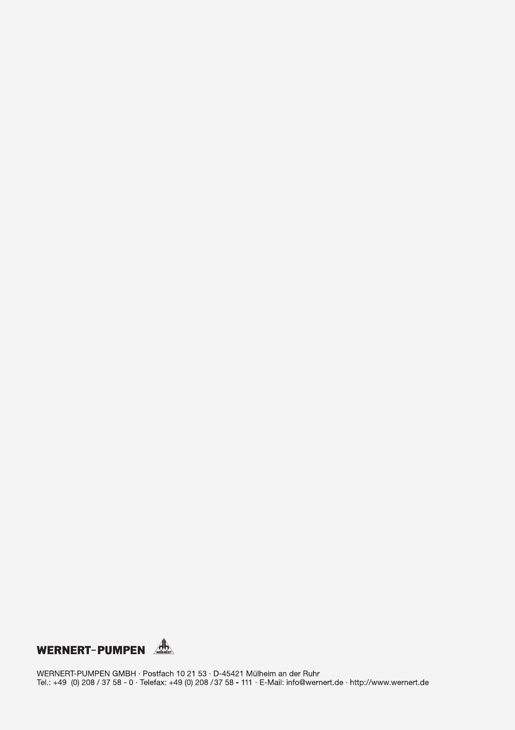**WERNERT–PUMPEN**

WERNERT-PUMPEN GMBH · Postfach 10 21 53 · D-45421 Mülheim an der Ruhr
Tel.: +49 (0) 208 / 37 58 - 0 · Telefax: +49 (0) 208 /37 58 - 111 · E-Mail: info@wernert.de · http://www.wernert.de